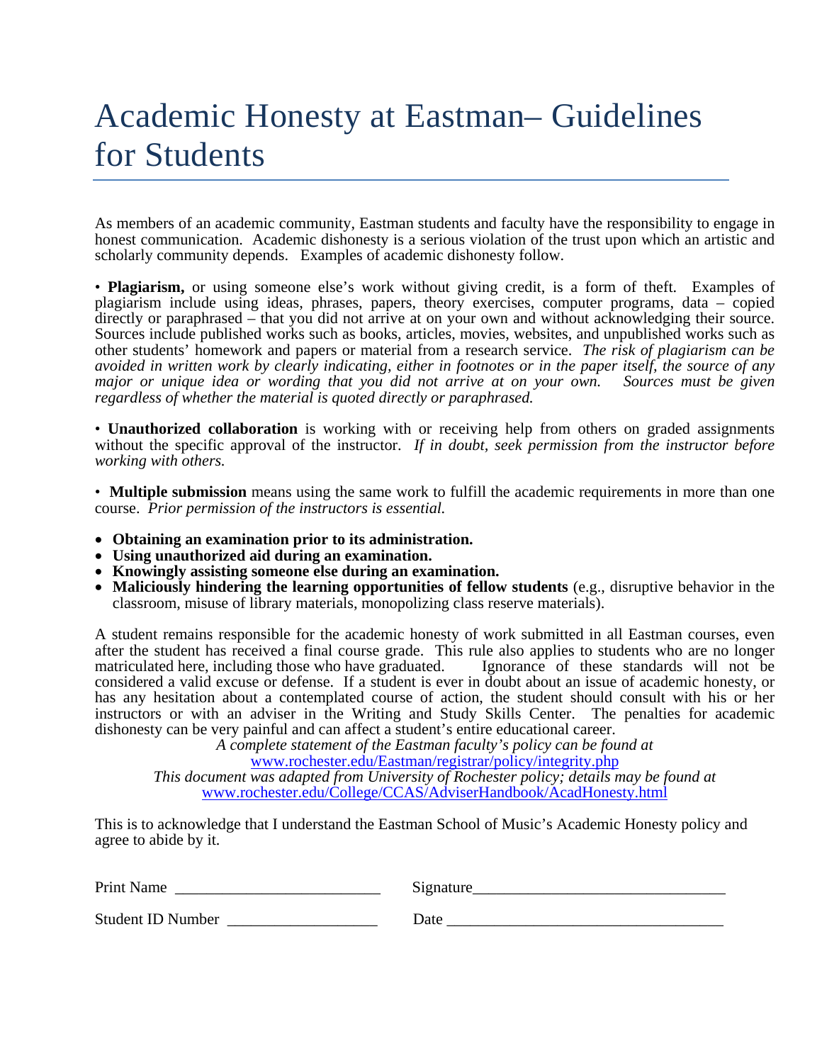# Academic Honesty at Eastman– Guidelines for Students

As members of an academic community, Eastman students and faculty have the responsibility to engage in honest communication. Academic dishonesty is a serious violation of the trust upon which an artistic and scholarly community depends. Examples of academic dishonesty follow.

• **Plagiarism,** or using someone else's work without giving credit, is a form of theft. Examples of plagiarism include using ideas, phrases, papers, theory exercises, computer programs, data – copied directly or paraphrased – that you did not arrive at on your own and without acknowledging their source. Sources include published works such as books, articles, movies, websites, and unpublished works such as other students' homework and papers or material from a research service. *The risk of plagiarism can be avoided in written work by clearly indicating, either in footnotes or in the paper itself, the source of any major or unique idea or wording that you did not arrive at on your own. Sources must be given regardless of whether the material is quoted directly or paraphrased.*

• **Unauthorized collaboration** is working with or receiving help from others on graded assignments without the specific approval of the instructor. *If in doubt, seek permission from the instructor before working with others.*

• **Multiple submission** means using the same work to fulfill the academic requirements in more than one course. *Prior permission of the instructors is essential.*

- **Obtaining an examination prior to its administration.**
- **Using unauthorized aid during an examination.**
- **Knowingly assisting someone else during an examination.**
- **Maliciously hindering the learning opportunities of fellow students** (e.g., disruptive behavior in the classroom, misuse of library materials, monopolizing class reserve materials).

A student remains responsible for the academic honesty of work submitted in all Eastman courses, even after the student has received a final course grade. This rule also applies to students who are no longer matriculated here, including those who have graduated. Ignorance of these standards will not be considered a valid excuse or defense. If a student is ever in doubt about an issue of academic honesty, or has any hesitation about a contemplated course of action, the student should consult with his or her instructors or with an adviser in the Writing and Study Skills Center. The penalties for academic dishonesty can be very painful and can affect a student's entire educational career.

*A complete statement of the Eastman faculty's policy can be found at*
www.rochester.edu/Eastman/registrar/policy/integrity.php
*This document was adapted from University of Rochester policy; details may be found at*
www.rochester.edu/College/CCAS/AdviserHandbook/AcadHonesty.html

This is to acknowledge that I understand the Eastman School of Music's Academic Honesty policy and agree to abide by it.

Print Name ___________________________ Signature_________________________________

Student ID Number ___________________ Date ___________________________________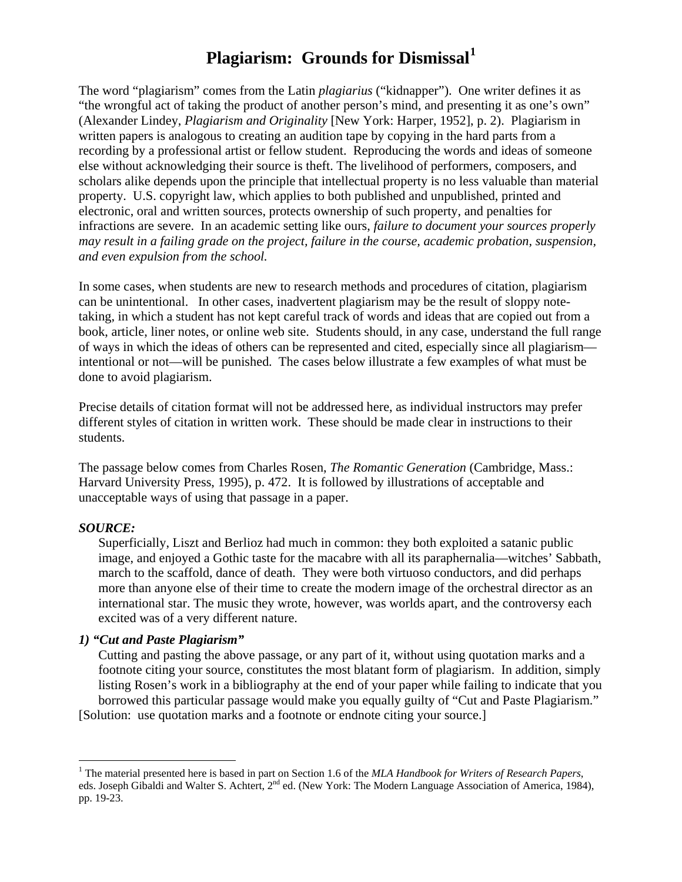# Plagiarism: Grounds for Dismissal[1]

The word "plagiarism" comes from the Latin *plagiarius* ("kidnapper"). One writer defines it as "the wrongful act of taking the product of another person's mind, and presenting it as one's own" (Alexander Lindey, *Plagiarism and Originality* [New York: Harper, 1952], p. 2). Plagiarism in written papers is analogous to creating an audition tape by copying in the hard parts from a recording by a professional artist or fellow student. Reproducing the words and ideas of someone else without acknowledging their source is theft. The livelihood of performers, composers, and scholars alike depends upon the principle that intellectual property is no less valuable than material property. U.S. copyright law, which applies to both published and unpublished, printed and electronic, oral and written sources, protects ownership of such property, and penalties for infractions are severe. In an academic setting like ours, *failure to document your sources properly may result in a failing grade on the project, failure in the course, academic probation, suspension, and even expulsion from the school.*

In some cases, when students are new to research methods and procedures of citation, plagiarism can be unintentional. In other cases, inadvertent plagiarism may be the result of sloppy note-taking, in which a student has not kept careful track of words and ideas that are copied out from a book, article, liner notes, or online web site. Students should, in any case, understand the full range of ways in which the ideas of others can be represented and cited, especially since all plagiarism—intentional or not—will be punished. The cases below illustrate a few examples of what must be done to avoid plagiarism.

Precise details of citation format will not be addressed here, as individual instructors may prefer different styles of citation in written work. These should be made clear in instructions to their students.

The passage below comes from Charles Rosen, *The Romantic Generation* (Cambridge, Mass.: Harvard University Press, 1995), p. 472. It is followed by illustrations of acceptable and unacceptable ways of using that passage in a paper.

***SOURCE:***

> Superficially, Liszt and Berlioz had much in common: they both exploited a satanic public image, and enjoyed a Gothic taste for the macabre with all its paraphernalia—witches' Sabbath, march to the scaffold, dance of death. They were both virtuoso conductors, and did perhaps more than anyone else of their time to create the modern image of the orchestral director as an international star. The music they wrote, however, was worlds apart, and the controversy each excited was of a very different nature.

***1) "Cut and Paste Plagiarism"***

> Cutting and pasting the above passage, or any part of it, without using quotation marks and a footnote citing your source, constitutes the most blatant form of plagiarism. In addition, simply listing Rosen's work in a bibliography at the end of your paper while failing to indicate that you borrowed this particular passage would make you equally guilty of "Cut and Paste Plagiarism."

[Solution: use quotation marks and a footnote or endnote citing your source.]

---

[1] The material presented here is based in part on Section 1.6 of the *MLA Handbook for Writers of Research Papers*, eds. Joseph Gibaldi and Walter S. Achtert, 2nd ed. (New York: The Modern Language Association of America, 1984), pp. 19-23.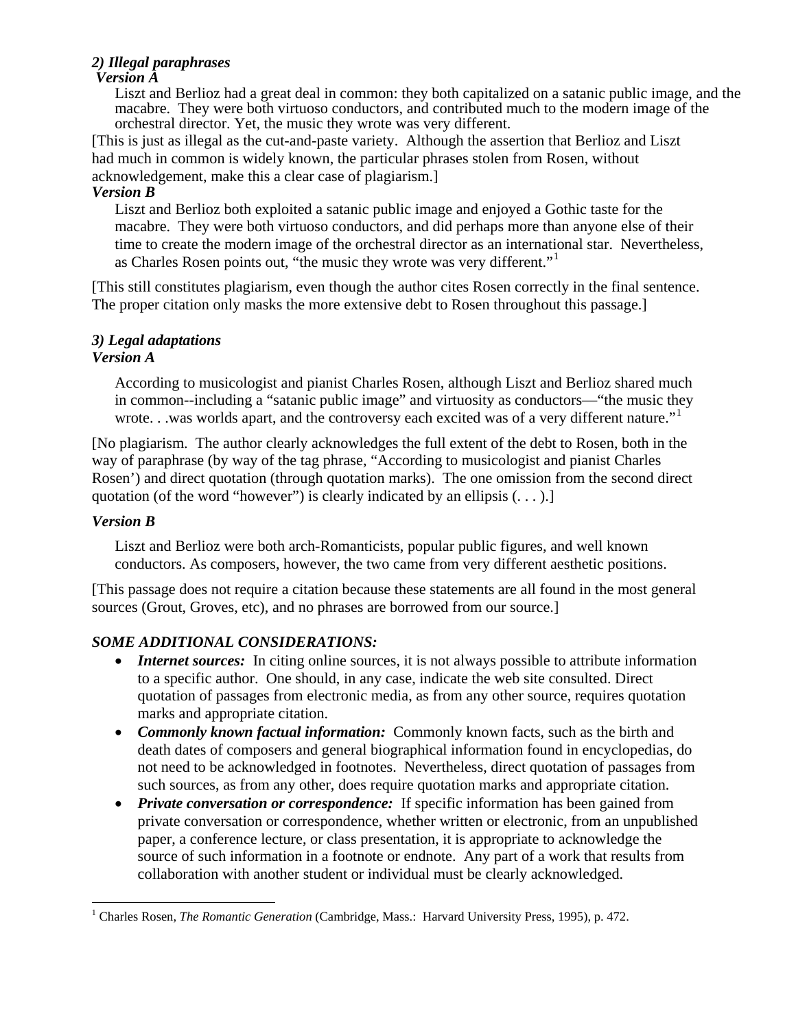***2) Illegal paraphrases***

***Version A***

Liszt and Berlioz had a great deal in common: they both capitalized on a satanic public image, and the macabre. They were both virtuoso conductors, and contributed much to the modern image of the orchestral director. Yet, the music they wrote was very different.

[This is just as illegal as the cut-and-paste variety. Although the assertion that Berlioz and Liszt had much in common is widely known, the particular phrases stolen from Rosen, without acknowledgement, make this a clear case of plagiarism.]

***Version B***

Liszt and Berlioz both exploited a satanic public image and enjoyed a Gothic taste for the macabre. They were both virtuoso conductors, and did perhaps more than anyone else of their time to create the modern image of the orchestral director as an international star. Nevertheless, as Charles Rosen points out, "the music they wrote was very different."[1]

[This still constitutes plagiarism, even though the author cites Rosen correctly in the final sentence. The proper citation only masks the more extensive debt to Rosen throughout this passage.]

***3) Legal adaptations***

***Version A***

According to musicologist and pianist Charles Rosen, although Liszt and Berlioz shared much in common--including a "satanic public image" and virtuosity as conductors—"the music they wrote. . .was worlds apart, and the controversy each excited was of a very different nature."[1]

[No plagiarism. The author clearly acknowledges the full extent of the debt to Rosen, both in the way of paraphrase (by way of the tag phrase, "According to musicologist and pianist Charles Rosen') and direct quotation (through quotation marks). The one omission from the second direct quotation (of the word "however") is clearly indicated by an ellipsis (. . . ).]

***Version B***

Liszt and Berlioz were both arch-Romanticists, popular public figures, and well known conductors. As composers, however, the two came from very different aesthetic positions.

[This passage does not require a citation because these statements are all found in the most general sources (Grout, Groves, etc), and no phrases are borrowed from our source.]

***SOME ADDITIONAL CONSIDERATIONS:***

- ***Internet sources:*** In citing online sources, it is not always possible to attribute information to a specific author. One should, in any case, indicate the web site consulted. Direct quotation of passages from electronic media, as from any other source, requires quotation marks and appropriate citation.
- ***Commonly known factual information:*** Commonly known facts, such as the birth and death dates of composers and general biographical information found in encyclopedias, do not need to be acknowledged in footnotes. Nevertheless, direct quotation of passages from such sources, as from any other, does require quotation marks and appropriate citation.
- ***Private conversation or correspondence:*** If specific information has been gained from private conversation or correspondence, whether written or electronic, from an unpublished paper, a conference lecture, or class presentation, it is appropriate to acknowledge the source of such information in a footnote or endnote. Any part of a work that results from collaboration with another student or individual must be clearly acknowledged.

---

[1] Charles Rosen, *The Romantic Generation* (Cambridge, Mass.: Harvard University Press, 1995), p. 472.